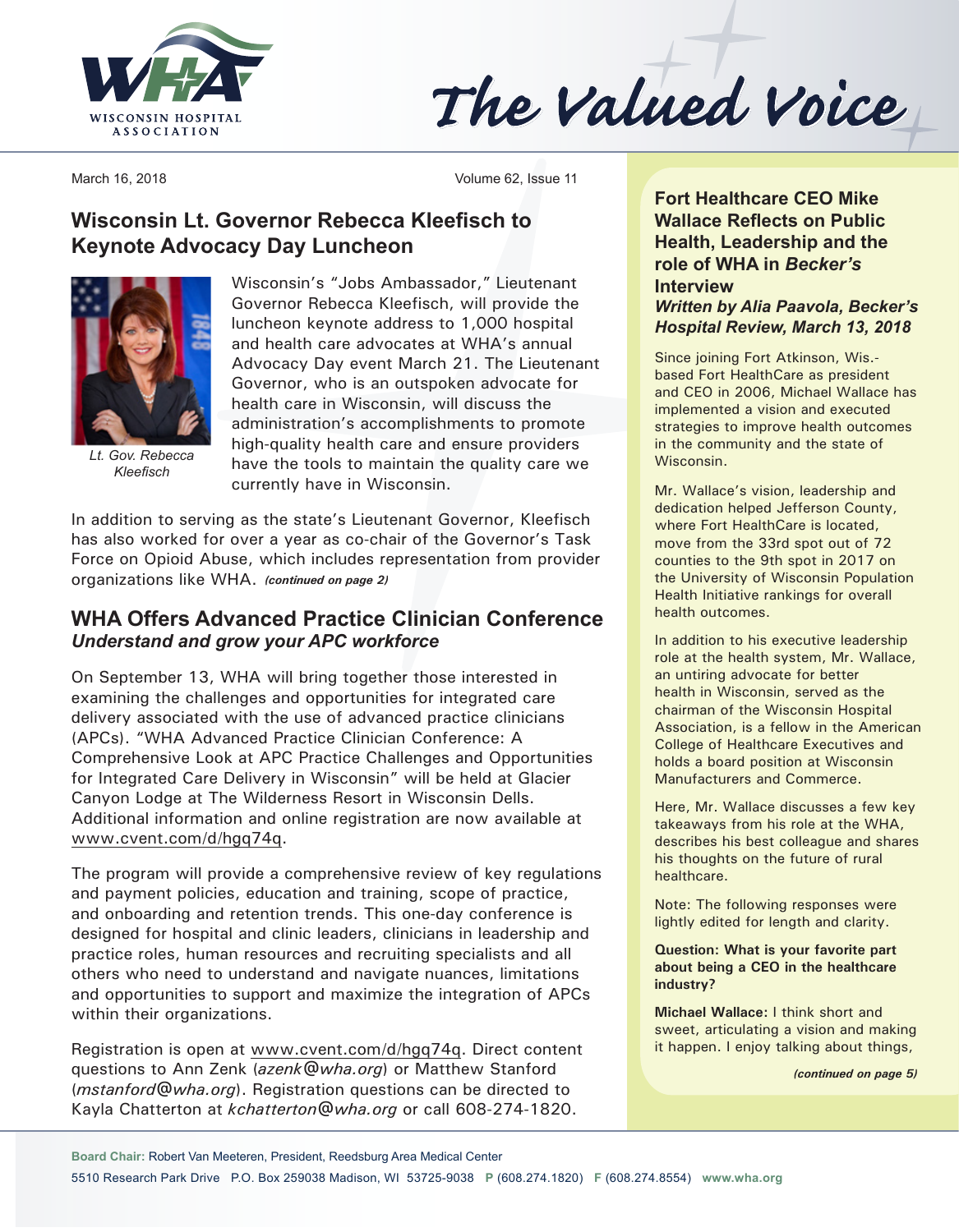# The Valued Voice

March 16, 2018

## Wisconsin Lt. Governor Rebecca Kleefisch to Keynote Advocacy Day Luncheon

*Lt. Gov. Rebecca Kleefisch*

Wisconsin's "Jobs Ambassador," Lieutenant Governor Rebecca Kleefisch, will provide the luncheon keynote address to 1,000 hospital and health care advocates at WHA's annual Advocacy Day event March 21. The Lieutenant Governor, who is an outspoken advocate for health care in Wisconsin, will discuss the administration's accomplishments to promote high-quality health care and ensure providers have the tools to maintain the quality care we currently have in Wisconsin.

In addition to serving as the state's Lieutenant Governor, Kleefisch has also worked for over a year as co-chair of the Governor's Task Force on Opioid Abuse, which includes representation from provider organizations like WHA. ***(continued on page 2)***

## WHA Offers Advanced Practice Clinician Conference

***Understand and grow your APC workforce***

On September 13, WHA will bring together those interested in examining the challenges and opportunities for integrated care delivery associated with the use of advanced practice clinicians (APCs). "WHA Advanced Practice Clinician Conference: A Comprehensive Look at APC Practice Challenges and Opportunities for Integrated Care Delivery in Wisconsin" will be held at Glacier Canyon Lodge at The Wilderness Resort in Wisconsin Dells. Additional information and online registration are now available at www.cvent.com/d/hgq74q.

The program will provide a comprehensive review of key regulations and payment policies, education and training, scope of practice, and onboarding and retention trends. This one-day conference is designed for hospital and clinic leaders, clinicians in leadership and practice roles, human resources and recruiting specialists and all others who need to understand and navigate nuances, limitations and opportunities to support and maximize the integration of APCs within their organizations.

Registration is open at www.cvent.com/d/hgq74q. Direct content questions to Ann Zenk (*azenk@wha.org*) or Matthew Stanford (*mstanford@wha.org*). Registration questions can be directed to Kayla Chatterton at *kchatterton@wha.org* or call 608-274-1820.

## Fort Healthcare CEO Mike Wallace Reflects on Public Health, Leadership and the role of WHA in *Becker's* Interview

***Written by Alia Paavola, Becker's Hospital Review, March 13, 2018***

Since joining Fort Atkinson, Wis.-based Fort HealthCare as president and CEO in 2006, Michael Wallace has implemented a vision and executed strategies to improve health outcomes in the community and the state of Wisconsin.

Mr. Wallace's vision, leadership and dedication helped Jefferson County, where Fort HealthCare is located, move from the 33rd spot out of 72 counties to the 9th spot in 2017 on the University of Wisconsin Population Health Initiative rankings for overall health outcomes.

In addition to his executive leadership role at the health system, Mr. Wallace, an untiring advocate for better health in Wisconsin, served as the chairman of the Wisconsin Hospital Association, is a fellow in the American College of Healthcare Executives and holds a board position at Wisconsin Manufacturers and Commerce.

Here, Mr. Wallace discusses a few key takeaways from his role at the WHA, describes his best colleague and shares his thoughts on the future of rural healthcare.

Note: The following responses were lightly edited for length and clarity.

**Question: What is your favorite part about being a CEO in the healthcare industry?**

**Michael Wallace:** I think short and sweet, articulating a vision and making it happen. I enjoy talking about things,

***(continued on page 5)***

**Board Chair:** Robert Van Meeteren, President, Reedsburg Area Medical Center

5510 Research Park Drive P.O. Box 259038 Madison, WI 53725-9038 **P** (608.274.1820) **F** (608.274.8554) **www.wha.org**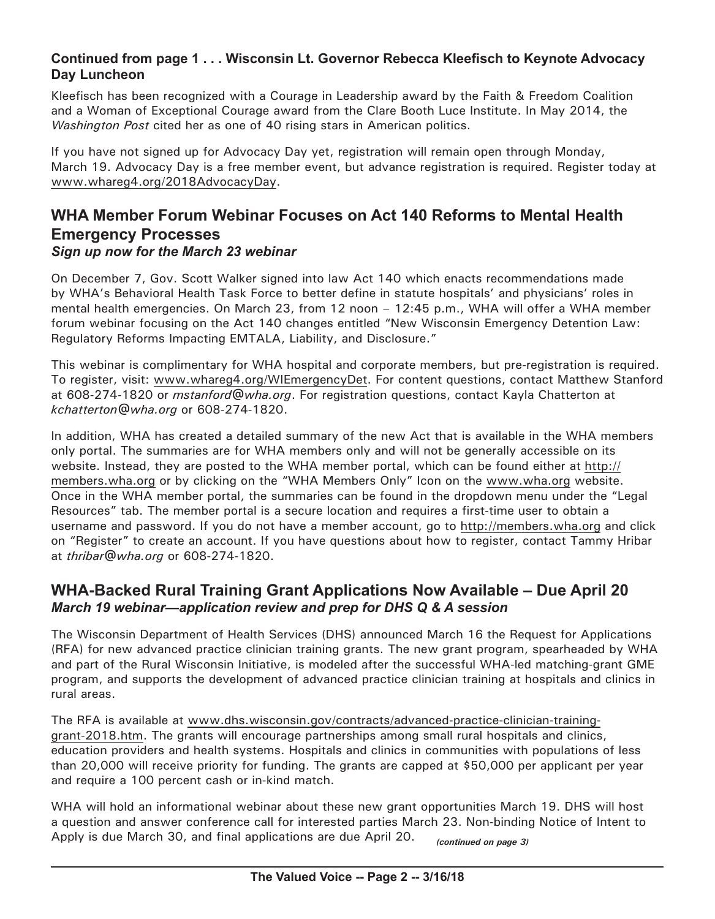**Continued from page 1 . . . Wisconsin Lt. Governor Rebecca Kleefisch to Keynote Advocacy Day Luncheon**

Kleefisch has been recognized with a Courage in Leadership award by the Faith & Freedom Coalition and a Woman of Exceptional Courage award from the Clare Booth Luce Institute. In May 2014, the *Washington Post* cited her as one of 40 rising stars in American politics.

If you have not signed up for Advocacy Day yet, registration will remain open through Monday, March 19. Advocacy Day is a free member event, but advance registration is required. Register today at www.whareg4.org/2018AdvocacyDay.

## WHA Member Forum Webinar Focuses on Act 140 Reforms to Mental Health Emergency Processes

***Sign up now for the March 23 webinar***

On December 7, Gov. Scott Walker signed into law Act 140 which enacts recommendations made by WHA's Behavioral Health Task Force to better define in statute hospitals' and physicians' roles in mental health emergencies. On March 23, from 12 noon – 12:45 p.m., WHA will offer a WHA member forum webinar focusing on the Act 140 changes entitled "New Wisconsin Emergency Detention Law: Regulatory Reforms Impacting EMTALA, Liability, and Disclosure."

This webinar is complimentary for WHA hospital and corporate members, but pre-registration is required. To register, visit: www.whareg4.org/WIEmergencyDet. For content questions, contact Matthew Stanford at 608-274-1820 or *mstanford@wha.org*. For registration questions, contact Kayla Chatterton at *kchatterton@wha.org* or 608-274-1820.

In addition, WHA has created a detailed summary of the new Act that is available in the WHA members only portal. The summaries are for WHA members only and will not be generally accessible on its website. Instead, they are posted to the WHA member portal, which can be found either at http://members.wha.org or by clicking on the "WHA Members Only" Icon on the www.wha.org website. Once in the WHA member portal, the summaries can be found in the dropdown menu under the "Legal Resources" tab. The member portal is a secure location and requires a first-time user to obtain a username and password. If you do not have a member account, go to http://members.wha.org and click on "Register" to create an account. If you have questions about how to register, contact Tammy Hribar at *thribar@wha.org* or 608-274-1820.

## WHA-Backed Rural Training Grant Applications Now Available – Due April 20

***March 19 webinar—application review and prep for DHS Q & A session***

The Wisconsin Department of Health Services (DHS) announced March 16 the Request for Applications (RFA) for new advanced practice clinician training grants. The new grant program, spearheaded by WHA and part of the Rural Wisconsin Initiative, is modeled after the successful WHA-led matching-grant GME program, and supports the development of advanced practice clinician training at hospitals and clinics in rural areas.

The RFA is available at www.dhs.wisconsin.gov/contracts/advanced-practice-clinician-training-grant-2018.htm. The grants will encourage partnerships among small rural hospitals and clinics, education providers and health systems. Hospitals and clinics in communities with populations of less than 20,000 will receive priority for funding. The grants are capped at $50,000 per applicant per year and require a 100 percent cash or in-kind match.

WHA will hold an informational webinar about these new grant opportunities March 19. DHS will host a question and answer conference call for interested parties March 23. Non-binding Notice of Intent to Apply is due March 30, and final applications are due April 20.

***(continued on page 3)***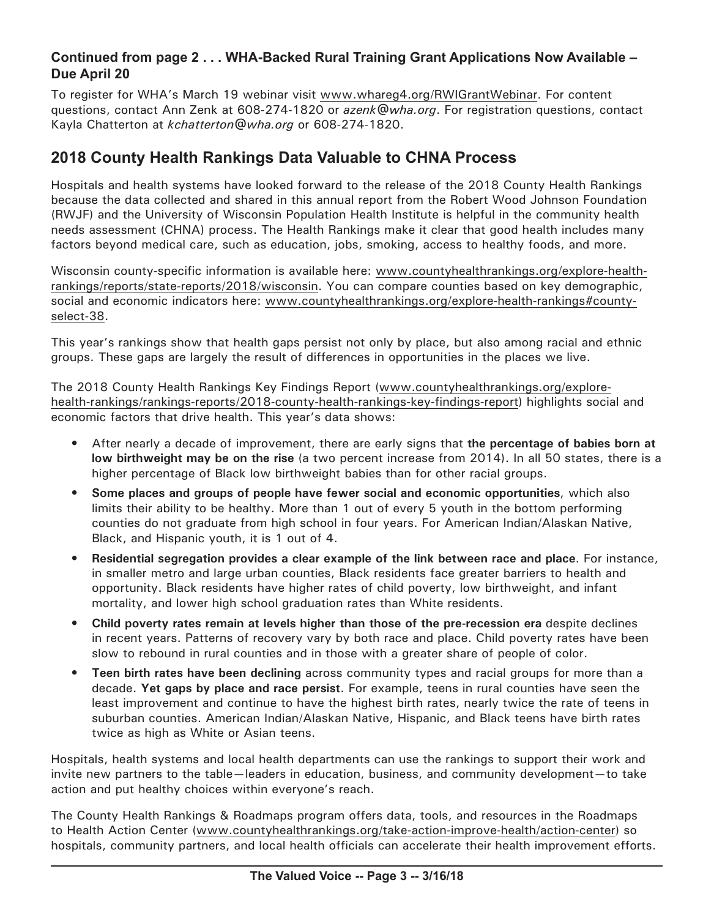**Continued from page 2 . . . WHA-Backed Rural Training Grant Applications Now Available – Due April 20**

To register for WHA's March 19 webinar visit www.whareg4.org/RWIGrantWebinar. For content questions, contact Ann Zenk at 608-274-1820 or *azenk@wha.org*. For registration questions, contact Kayla Chatterton at *kchatterton@wha.org* or 608-274-1820.

## 2018 County Health Rankings Data Valuable to CHNA Process

Hospitals and health systems have looked forward to the release of the 2018 County Health Rankings because the data collected and shared in this annual report from the Robert Wood Johnson Foundation (RWJF) and the University of Wisconsin Population Health Institute is helpful in the community health needs assessment (CHNA) process. The Health Rankings make it clear that good health includes many factors beyond medical care, such as education, jobs, smoking, access to healthy foods, and more.

Wisconsin county-specific information is available here: www.countyhealthrankings.org/explore-health-rankings/reports/state-reports/2018/wisconsin. You can compare counties based on key demographic, social and economic indicators here: www.countyhealthrankings.org/explore-health-rankings#county-select-38.

This year's rankings show that health gaps persist not only by place, but also among racial and ethnic groups. These gaps are largely the result of differences in opportunities in the places we live.

The 2018 County Health Rankings Key Findings Report (www.countyhealthrankings.org/explore-health-rankings/rankings-reports/2018-county-health-rankings-key-findings-report) highlights social and economic factors that drive health. This year's data shows:

- After nearly a decade of improvement, there are early signs that **the percentage of babies born at low birthweight may be on the rise** (a two percent increase from 2014). In all 50 states, there is a higher percentage of Black low birthweight babies than for other racial groups.
- **Some places and groups of people have fewer social and economic opportunities**, which also limits their ability to be healthy. More than 1 out of every 5 youth in the bottom performing counties do not graduate from high school in four years. For American Indian/Alaskan Native, Black, and Hispanic youth, it is 1 out of 4.
- **Residential segregation provides a clear example of the link between race and place**. For instance, in smaller metro and large urban counties, Black residents face greater barriers to health and opportunity. Black residents have higher rates of child poverty, low birthweight, and infant mortality, and lower high school graduation rates than White residents.
- **Child poverty rates remain at levels higher than those of the pre-recession era** despite declines in recent years. Patterns of recovery vary by both race and place. Child poverty rates have been slow to rebound in rural counties and in those with a greater share of people of color.
- **Teen birth rates have been declining** across community types and racial groups for more than a decade. **Yet gaps by place and race persist**. For example, teens in rural counties have seen the least improvement and continue to have the highest birth rates, nearly twice the rate of teens in suburban counties. American Indian/Alaskan Native, Hispanic, and Black teens have birth rates twice as high as White or Asian teens.

Hospitals, health systems and local health departments can use the rankings to support their work and invite new partners to the table—leaders in education, business, and community development—to take action and put healthy choices within everyone's reach.

The County Health Rankings & Roadmaps program offers data, tools, and resources in the Roadmaps to Health Action Center (www.countyhealthrankings.org/take-action-improve-health/action-center) so hospitals, community partners, and local health officials can accelerate their health improvement efforts.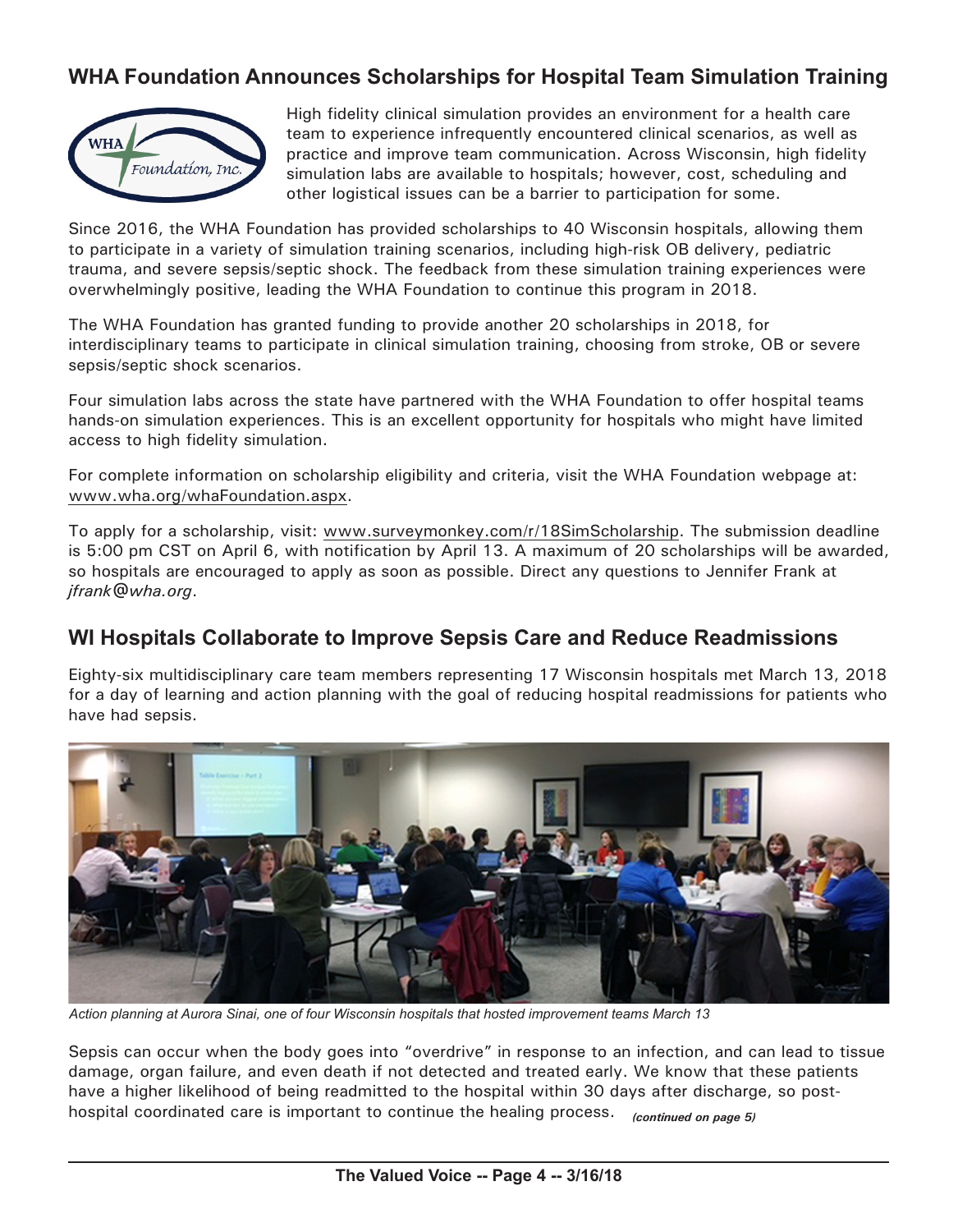## WHA Foundation Announces Scholarships for Hospital Team Simulation Training

High fidelity clinical simulation provides an environment for a health care team to experience infrequently encountered clinical scenarios, as well as practice and improve team communication. Across Wisconsin, high fidelity simulation labs are available to hospitals; however, cost, scheduling and other logistical issues can be a barrier to participation for some.

Since 2016, the WHA Foundation has provided scholarships to 40 Wisconsin hospitals, allowing them to participate in a variety of simulation training scenarios, including high-risk OB delivery, pediatric trauma, and severe sepsis/septic shock. The feedback from these simulation training experiences were overwhelmingly positive, leading the WHA Foundation to continue this program in 2018.

The WHA Foundation has granted funding to provide another 20 scholarships in 2018, for interdisciplinary teams to participate in clinical simulation training, choosing from stroke, OB or severe sepsis/septic shock scenarios.

Four simulation labs across the state have partnered with the WHA Foundation to offer hospital teams hands-on simulation experiences. This is an excellent opportunity for hospitals who might have limited access to high fidelity simulation.

For complete information on scholarship eligibility and criteria, visit the WHA Foundation webpage at: www.wha.org/whaFoundation.aspx.

To apply for a scholarship, visit: www.surveymonkey.com/r/18SimScholarship. The submission deadline is 5:00 pm CST on April 6, with notification by April 13. A maximum of 20 scholarships will be awarded, so hospitals are encouraged to apply as soon as possible. Direct any questions to Jennifer Frank at *jfrank@wha.org*.

## WI Hospitals Collaborate to Improve Sepsis Care and Reduce Readmissions

Eighty-six multidisciplinary care team members representing 17 Wisconsin hospitals met March 13, 2018 for a day of learning and action planning with the goal of reducing hospital readmissions for patients who have had sepsis.

*Action planning at Aurora Sinai, one of four Wisconsin hospitals that hosted improvement teams March 13*

Sepsis can occur when the body goes into "overdrive" in response to an infection, and can lead to tissue damage, organ failure, and even death if not detected and treated early. We know that these patients have a higher likelihood of being readmitted to the hospital within 30 days after discharge, so post-hospital coordinated care is important to continue the healing process. ***(continued on page 5)***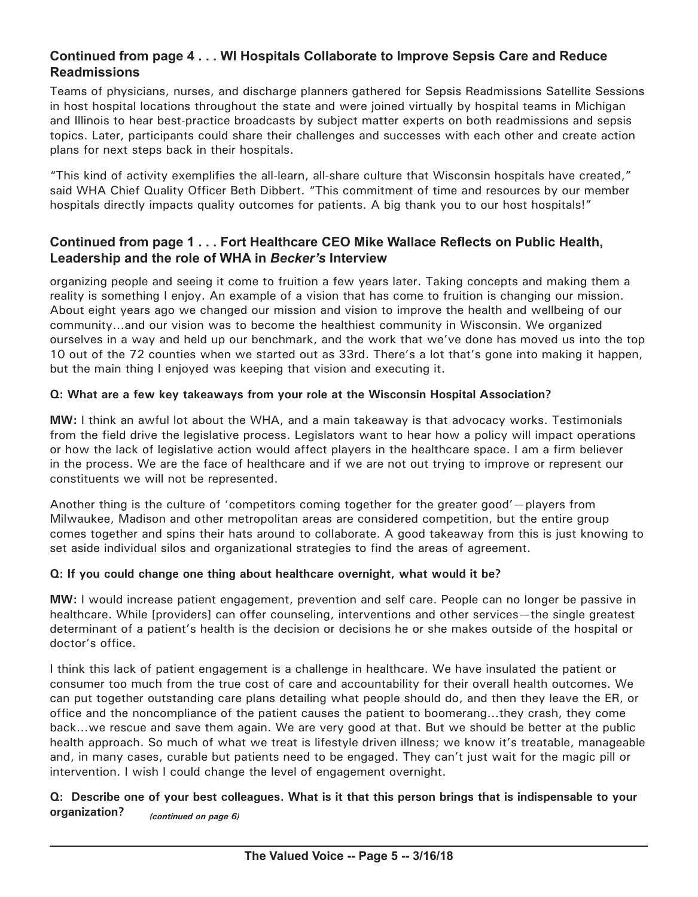### Continued from page 4 . . . WI Hospitals Collaborate to Improve Sepsis Care and Reduce Readmissions

Teams of physicians, nurses, and discharge planners gathered for Sepsis Readmissions Satellite Sessions in host hospital locations throughout the state and were joined virtually by hospital teams in Michigan and Illinois to hear best-practice broadcasts by subject matter experts on both readmissions and sepsis topics. Later, participants could share their challenges and successes with each other and create action plans for next steps back in their hospitals.

"This kind of activity exemplifies the all-learn, all-share culture that Wisconsin hospitals have created," said WHA Chief Quality Officer Beth Dibbert. "This commitment of time and resources by our member hospitals directly impacts quality outcomes for patients. A big thank you to our host hospitals!"

### Continued from page 1 . . . Fort Healthcare CEO Mike Wallace Reflects on Public Health, Leadership and the role of WHA in *Becker's* Interview

organizing people and seeing it come to fruition a few years later. Taking concepts and making them a reality is something I enjoy. An example of a vision that has come to fruition is changing our mission. About eight years ago we changed our mission and vision to improve the health and wellbeing of our community…and our vision was to become the healthiest community in Wisconsin. We organized ourselves in a way and held up our benchmark, and the work that we've done has moved us into the top 10 out of the 72 counties when we started out as 33rd. There's a lot that's gone into making it happen, but the main thing I enjoyed was keeping that vision and executing it.

**Q: What are a few key takeaways from your role at the Wisconsin Hospital Association?**

**MW:** I think an awful lot about the WHA, and a main takeaway is that advocacy works. Testimonials from the field drive the legislative process. Legislators want to hear how a policy will impact operations or how the lack of legislative action would affect players in the healthcare space. I am a firm believer in the process. We are the face of healthcare and if we are not out trying to improve or represent our constituents we will not be represented.

Another thing is the culture of 'competitors coming together for the greater good'—players from Milwaukee, Madison and other metropolitan areas are considered competition, but the entire group comes together and spins their hats around to collaborate. A good takeaway from this is just knowing to set aside individual silos and organizational strategies to find the areas of agreement.

**Q: If you could change one thing about healthcare overnight, what would it be?**

**MW:** I would increase patient engagement, prevention and self care. People can no longer be passive in healthcare. While [providers] can offer counseling, interventions and other services—the single greatest determinant of a patient's health is the decision or decisions he or she makes outside of the hospital or doctor's office.

I think this lack of patient engagement is a challenge in healthcare. We have insulated the patient or consumer too much from the true cost of care and accountability for their overall health outcomes. We can put together outstanding care plans detailing what people should do, and then they leave the ER, or office and the noncompliance of the patient causes the patient to boomerang…they crash, they come back…we rescue and save them again. We are very good at that. But we should be better at the public health approach. So much of what we treat is lifestyle driven illness; we know it's treatable, manageable and, in many cases, curable but patients need to be engaged. They can't just wait for the magic pill or intervention. I wish I could change the level of engagement overnight.

**Q: Describe one of your best colleagues. What is it that this person brings that is indispensable to your organization?** *(continued on page 6)*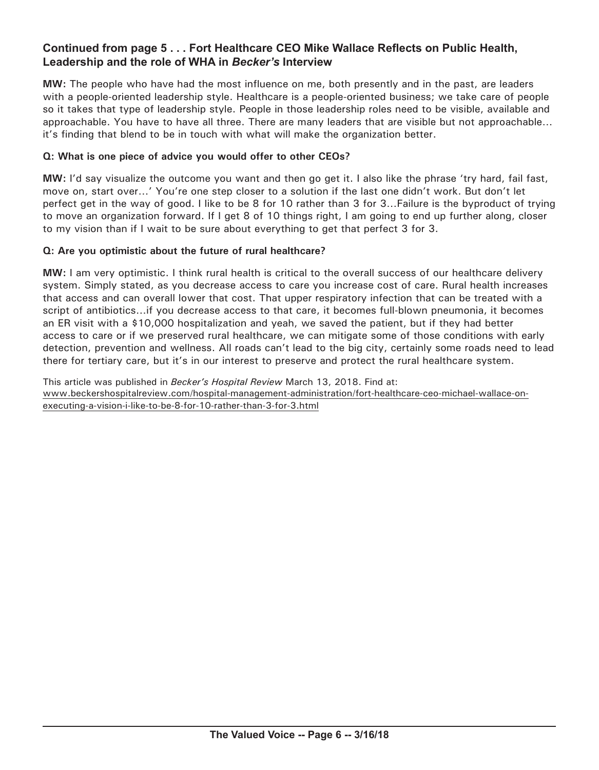## Continued from page 5 . . . Fort Healthcare CEO Mike Wallace Reflects on Public Health, Leadership and the role of WHA in *Becker's* Interview

**MW:** The people who have had the most influence on me, both presently and in the past, are leaders with a people-oriented leadership style. Healthcare is a people-oriented business; we take care of people so it takes that type of leadership style. People in those leadership roles need to be visible, available and approachable. You have to have all three. There are many leaders that are visible but not approachable… it's finding that blend to be in touch with what will make the organization better.

**Q: What is one piece of advice you would offer to other CEOs?**

**MW:** I'd say visualize the outcome you want and then go get it. I also like the phrase 'try hard, fail fast, move on, start over…' You're one step closer to a solution if the last one didn't work. But don't let perfect get in the way of good. I like to be 8 for 10 rather than 3 for 3…Failure is the byproduct of trying to move an organization forward. If I get 8 of 10 things right, I am going to end up further along, closer to my vision than if I wait to be sure about everything to get that perfect 3 for 3.

**Q: Are you optimistic about the future of rural healthcare?**

**MW:** I am very optimistic. I think rural health is critical to the overall success of our healthcare delivery system. Simply stated, as you decrease access to care you increase cost of care. Rural health increases that access and can overall lower that cost. That upper respiratory infection that can be treated with a script of antibiotics…if you decrease access to that care, it becomes full-blown pneumonia, it becomes an ER visit with a $10,000 hospitalization and yeah, we saved the patient, but if they had better access to care or if we preserved rural healthcare, we can mitigate some of those conditions with early detection, prevention and wellness. All roads can't lead to the big city, certainly some roads need to lead there for tertiary care, but it's in our interest to preserve and protect the rural healthcare system.

This article was published in *Becker's Hospital Review* March 13, 2018. Find at: www.beckershospitalreview.com/hospital-management-administration/fort-healthcare-ceo-michael-wallace-on-executing-a-vision-i-like-to-be-8-for-10-rather-than-3-for-3.html